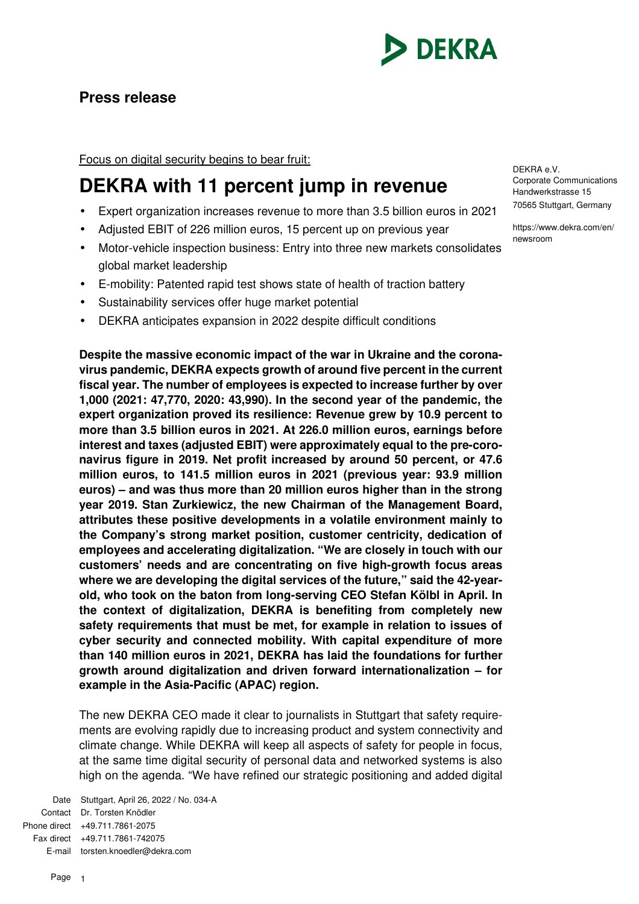**Press release**

Focus on digital security begins to bear fruit:

# DEKRA with 11 percent jump in revenue

- Expert organization increases revenue to more than 3.5 billion euros in 2021
- Adjusted EBIT of 226 million euros, 15 percent up on previous year
- Motor-vehicle inspection business: Entry into three new markets consolidates global market leadership
- E-mobility: Patented rapid test shows state of health of traction battery
- Sustainability services offer huge market potential
- DEKRA anticipates expansion in 2022 despite difficult conditions

DEKRA e.V.
Corporate Communications
Handwerkstrasse 15
70565 Stuttgart, Germany

https://www.dekra.com/en/newsroom

**Despite the massive economic impact of the war in Ukraine and the coronavirus pandemic, DEKRA expects growth of around five percent in the current fiscal year. The number of employees is expected to increase further by over 1,000 (2021: 47,770, 2020: 43,990). In the second year of the pandemic, the expert organization proved its resilience: Revenue grew by 10.9 percent to more than 3.5 billion euros in 2021. At 226.0 million euros, earnings before interest and taxes (adjusted EBIT) were approximately equal to the pre-coronavirus figure in 2019. Net profit increased by around 50 percent, or 47.6 million euros, to 141.5 million euros in 2021 (previous year: 93.9 million euros) – and was thus more than 20 million euros higher than in the strong year 2019. Stan Zurkiewicz, the new Chairman of the Management Board, attributes these positive developments in a volatile environment mainly to the Company's strong market position, customer centricity, dedication of employees and accelerating digitalization. "We are closely in touch with our customers' needs and are concentrating on five high-growth focus areas where we are developing the digital services of the future," said the 42-year-old, who took on the baton from long-serving CEO Stefan Kölbl in April. In the context of digitalization, DEKRA is benefiting from completely new safety requirements that must be met, for example in relation to issues of cyber security and connected mobility. With capital expenditure of more than 140 million euros in 2021, DEKRA has laid the foundations for further growth around digitalization and driven forward internationalization – for example in the Asia-Pacific (APAC) region.**

The new DEKRA CEO made it clear to journalists in Stuttgart that safety requirements are evolving rapidly due to increasing product and system connectivity and climate change. While DEKRA will keep all aspects of safety for people in focus, at the same time digital security of personal data and networked systems is also high on the agenda. "We have refined our strategic positioning and added digital

Date Stuttgart, April 26, 2022 / No. 034-A
Contact Dr. Torsten Knödler
Phone direct +49.711.7861-2075
Fax direct +49.711.7861-742075
E-mail torsten.knoedler@dekra.com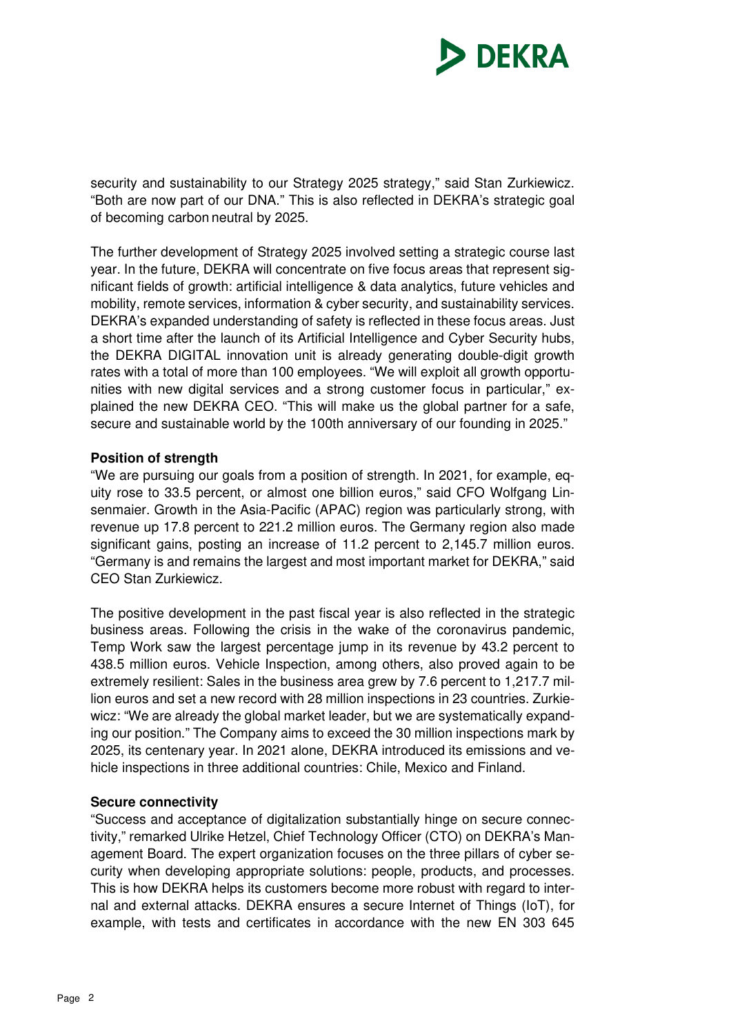security and sustainability to our Strategy 2025 strategy," said Stan Zurkiewicz. "Both are now part of our DNA." This is also reflected in DEKRA's strategic goal of becoming carbon neutral by 2025.

The further development of Strategy 2025 involved setting a strategic course last year. In the future, DEKRA will concentrate on five focus areas that represent significant fields of growth: artificial intelligence & data analytics, future vehicles and mobility, remote services, information & cyber security, and sustainability services. DEKRA's expanded understanding of safety is reflected in these focus areas. Just a short time after the launch of its Artificial Intelligence and Cyber Security hubs, the DEKRA DIGITAL innovation unit is already generating double-digit growth rates with a total of more than 100 employees. "We will exploit all growth opportunities with new digital services and a strong customer focus in particular," explained the new DEKRA CEO. "This will make us the global partner for a safe, secure and sustainable world by the 100th anniversary of our founding in 2025."

**Position of strength**

"We are pursuing our goals from a position of strength. In 2021, for example, equity rose to 33.5 percent, or almost one billion euros," said CFO Wolfgang Linsenmaier. Growth in the Asia-Pacific (APAC) region was particularly strong, with revenue up 17.8 percent to 221.2 million euros. The Germany region also made significant gains, posting an increase of 11.2 percent to 2,145.7 million euros. "Germany is and remains the largest and most important market for DEKRA," said CEO Stan Zurkiewicz.

The positive development in the past fiscal year is also reflected in the strategic business areas. Following the crisis in the wake of the coronavirus pandemic, Temp Work saw the largest percentage jump in its revenue by 43.2 percent to 438.5 million euros. Vehicle Inspection, among others, also proved again to be extremely resilient: Sales in the business area grew by 7.6 percent to 1,217.7 million euros and set a new record with 28 million inspections in 23 countries. Zurkiewicz: "We are already the global market leader, but we are systematically expanding our position." The Company aims to exceed the 30 million inspections mark by 2025, its centenary year. In 2021 alone, DEKRA introduced its emissions and vehicle inspections in three additional countries: Chile, Mexico and Finland.

**Secure connectivity**

"Success and acceptance of digitalization substantially hinge on secure connectivity," remarked Ulrike Hetzel, Chief Technology Officer (CTO) on DEKRA's Management Board. The expert organization focuses on the three pillars of cyber security when developing appropriate solutions: people, products, and processes. This is how DEKRA helps its customers become more robust with regard to internal and external attacks. DEKRA ensures a secure Internet of Things (IoT), for example, with tests and certificates in accordance with the new EN 303 645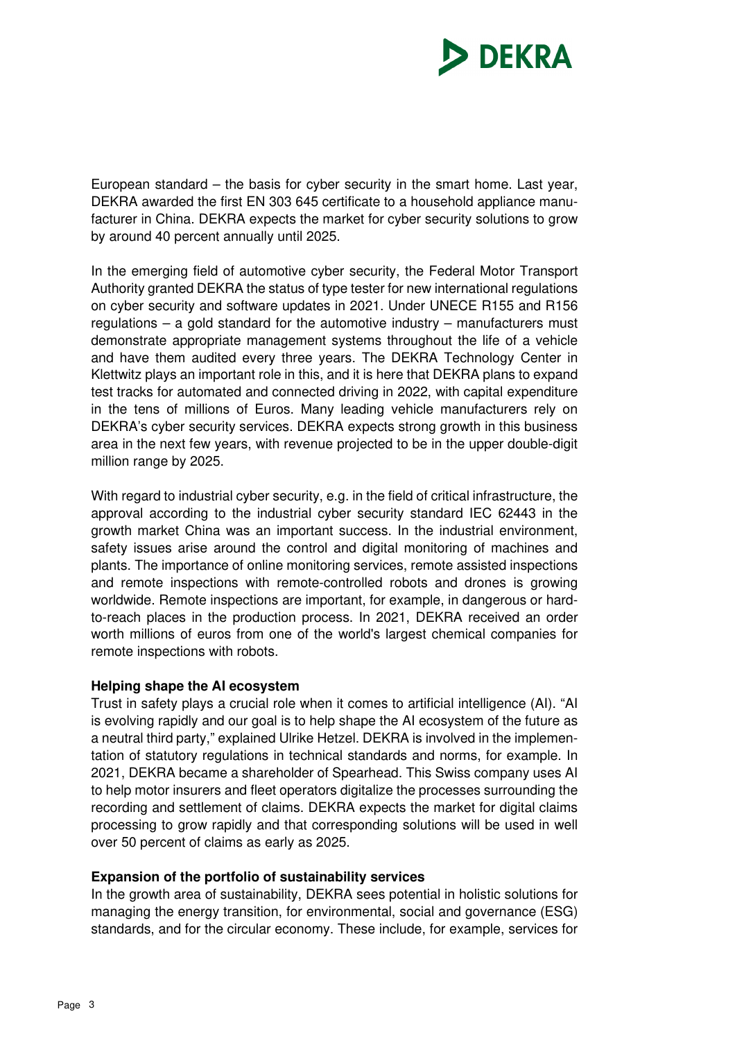European standard – the basis for cyber security in the smart home. Last year, DEKRA awarded the first EN 303 645 certificate to a household appliance manufacturer in China. DEKRA expects the market for cyber security solutions to grow by around 40 percent annually until 2025.

In the emerging field of automotive cyber security, the Federal Motor Transport Authority granted DEKRA the status of type tester for new international regulations on cyber security and software updates in 2021. Under UNECE R155 and R156 regulations – a gold standard for the automotive industry – manufacturers must demonstrate appropriate management systems throughout the life of a vehicle and have them audited every three years. The DEKRA Technology Center in Klettwitz plays an important role in this, and it is here that DEKRA plans to expand test tracks for automated and connected driving in 2022, with capital expenditure in the tens of millions of Euros. Many leading vehicle manufacturers rely on DEKRA's cyber security services. DEKRA expects strong growth in this business area in the next few years, with revenue projected to be in the upper double-digit million range by 2025.

With regard to industrial cyber security, e.g. in the field of critical infrastructure, the approval according to the industrial cyber security standard IEC 62443 in the growth market China was an important success. In the industrial environment, safety issues arise around the control and digital monitoring of machines and plants. The importance of online monitoring services, remote assisted inspections and remote inspections with remote-controlled robots and drones is growing worldwide. Remote inspections are important, for example, in dangerous or hard-to-reach places in the production process. In 2021, DEKRA received an order worth millions of euros from one of the world's largest chemical companies for remote inspections with robots.

**Helping shape the AI ecosystem**

Trust in safety plays a crucial role when it comes to artificial intelligence (AI). "AI is evolving rapidly and our goal is to help shape the AI ecosystem of the future as a neutral third party," explained Ulrike Hetzel. DEKRA is involved in the implementation of statutory regulations in technical standards and norms, for example. In 2021, DEKRA became a shareholder of Spearhead. This Swiss company uses AI to help motor insurers and fleet operators digitalize the processes surrounding the recording and settlement of claims. DEKRA expects the market for digital claims processing to grow rapidly and that corresponding solutions will be used in well over 50 percent of claims as early as 2025.

**Expansion of the portfolio of sustainability services**

In the growth area of sustainability, DEKRA sees potential in holistic solutions for managing the energy transition, for environmental, social and governance (ESG) standards, and for the circular economy. These include, for example, services for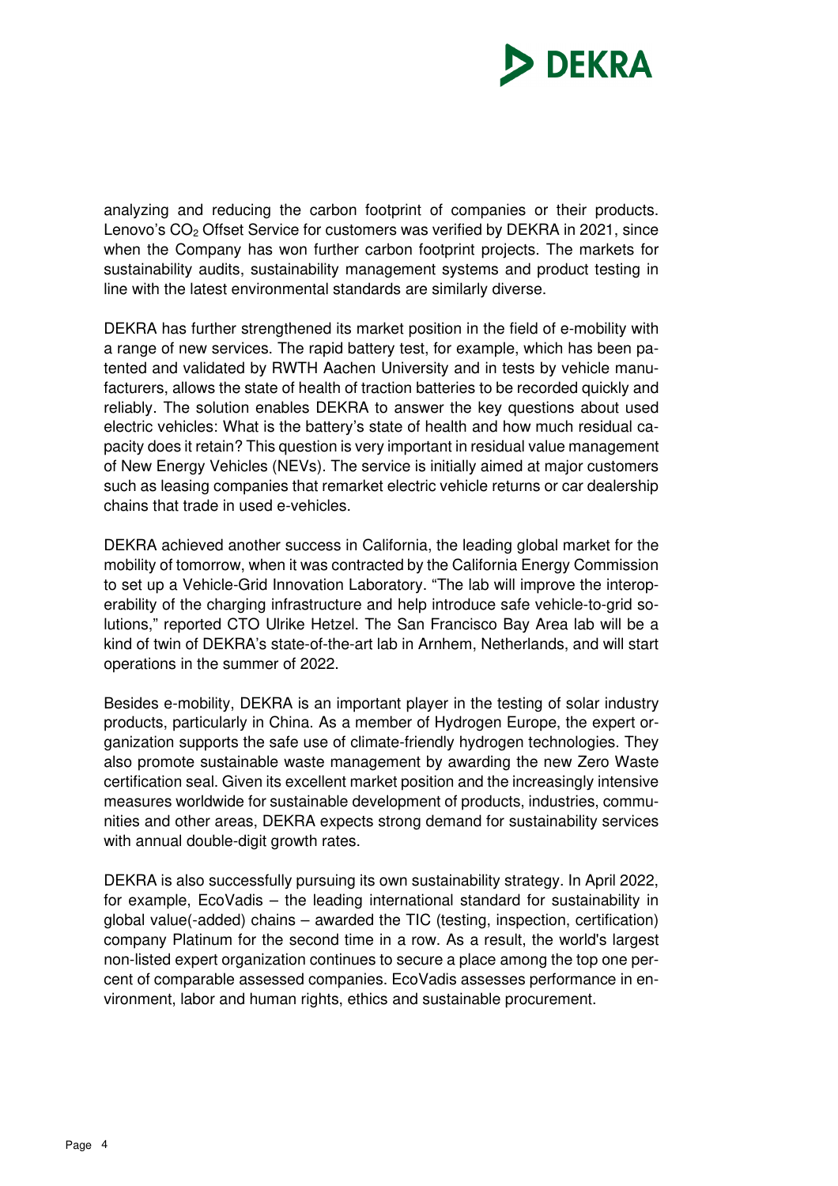analyzing and reducing the carbon footprint of companies or their products. Lenovo's $CO_2$ Offset Service for customers was verified by DEKRA in 2021, since when the Company has won further carbon footprint projects. The markets for sustainability audits, sustainability management systems and product testing in line with the latest environmental standards are similarly diverse.

DEKRA has further strengthened its market position in the field of e-mobility with a range of new services. The rapid battery test, for example, which has been patented and validated by RWTH Aachen University and in tests by vehicle manufacturers, allows the state of health of traction batteries to be recorded quickly and reliably. The solution enables DEKRA to answer the key questions about used electric vehicles: What is the battery's state of health and how much residual capacity does it retain? This question is very important in residual value management of New Energy Vehicles (NEVs). The service is initially aimed at major customers such as leasing companies that remarket electric vehicle returns or car dealership chains that trade in used e-vehicles.

DEKRA achieved another success in California, the leading global market for the mobility of tomorrow, when it was contracted by the California Energy Commission to set up a Vehicle-Grid Innovation Laboratory. "The lab will improve the interoperability of the charging infrastructure and help introduce safe vehicle-to-grid solutions," reported CTO Ulrike Hetzel. The San Francisco Bay Area lab will be a kind of twin of DEKRA's state-of-the-art lab in Arnhem, Netherlands, and will start operations in the summer of 2022.

Besides e-mobility, DEKRA is an important player in the testing of solar industry products, particularly in China. As a member of Hydrogen Europe, the expert organization supports the safe use of climate-friendly hydrogen technologies. They also promote sustainable waste management by awarding the new Zero Waste certification seal. Given its excellent market position and the increasingly intensive measures worldwide for sustainable development of products, industries, communities and other areas, DEKRA expects strong demand for sustainability services with annual double-digit growth rates.

DEKRA is also successfully pursuing its own sustainability strategy. In April 2022, for example, EcoVadis – the leading international standard for sustainability in global value(-added) chains – awarded the TIC (testing, inspection, certification) company Platinum for the second time in a row. As a result, the world's largest non-listed expert organization continues to secure a place among the top one percent of comparable assessed companies. EcoVadis assesses performance in environment, labor and human rights, ethics and sustainable procurement.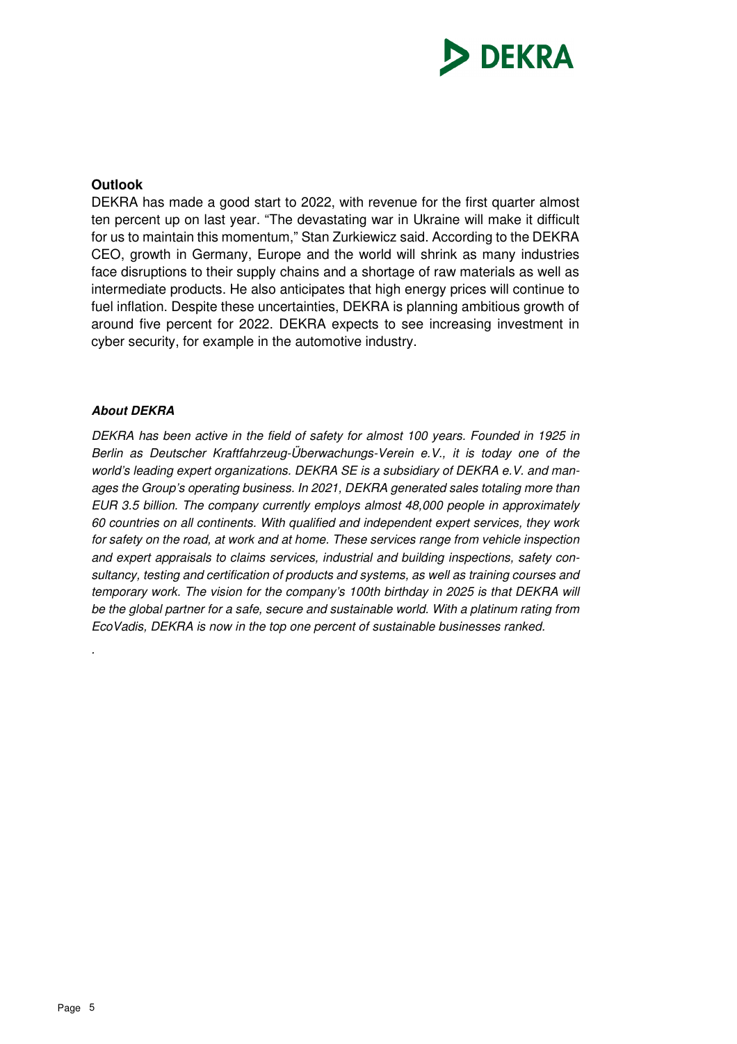**Outlook**

DEKRA has made a good start to 2022, with revenue for the first quarter almost ten percent up on last year. “The devastating war in Ukraine will make it difficult for us to maintain this momentum,” Stan Zurkiewicz said. According to the DEKRA CEO, growth in Germany, Europe and the world will shrink as many industries face disruptions to their supply chains and a shortage of raw materials as well as intermediate products. He also anticipates that high energy prices will continue to fuel inflation. Despite these uncertainties, DEKRA is planning ambitious growth of around five percent for 2022. DEKRA expects to see increasing investment in cyber security, for example in the automotive industry.

***About DEKRA***

*DEKRA has been active in the field of safety for almost 100 years. Founded in 1925 in Berlin as Deutscher Kraftfahrzeug-Überwachungs-Verein e.V., it is today one of the world’s leading expert organizations. DEKRA SE is a subsidiary of DEKRA e.V. and manages the Group’s operating business. In 2021, DEKRA generated sales totaling more than EUR 3.5 billion. The company currently employs almost 48,000 people in approximately 60 countries on all continents. With qualified and independent expert services, they work for safety on the road, at work and at home. These services range from vehicle inspection and expert appraisals to claims services, industrial and building inspections, safety consultancy, testing and certification of products and systems, as well as training courses and temporary work. The vision for the company’s 100th birthday in 2025 is that DEKRA will be the global partner for a safe, secure and sustainable world. With a platinum rating from EcoVadis, DEKRA is now in the top one percent of sustainable businesses ranked.*

.